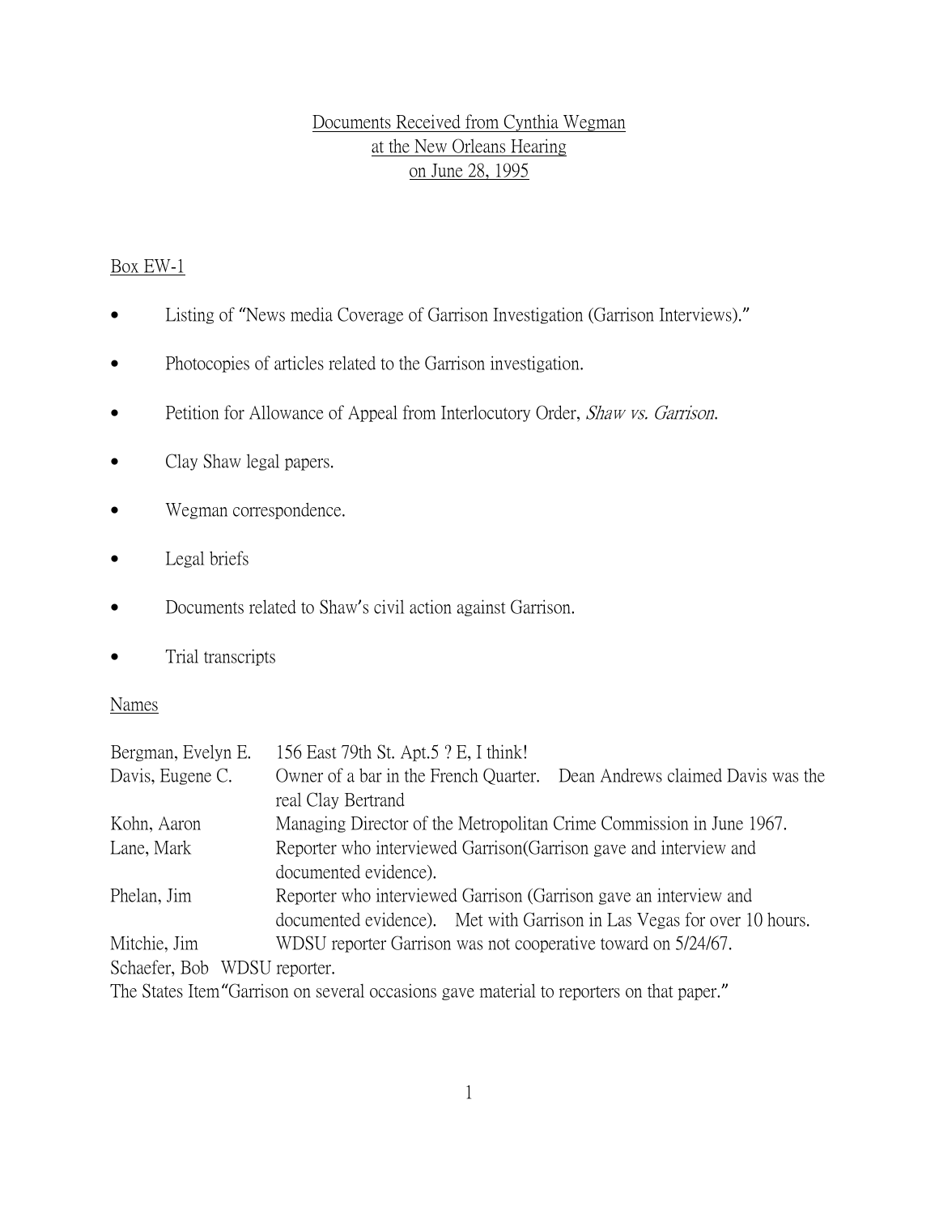<u>Documents Received from Cynthia Wegman</u>
<u>at the New Orleans Hearing</u>
<u>on June 28, 1995</u>

<u>Box EW-1</u>

- Listing of "News media Coverage of Garrison Investigation (Garrison Interviews)."
- Photocopies of articles related to the Garrison investigation.
- Petition for Allowance of Appeal from Interlocutory Order, *Shaw vs. Garrison*.
- Clay Shaw legal papers.
- Wegman correspondence.
- Legal briefs
- Documents related to Shaw's civil action against Garrison.
- Trial transcripts

<u>Names</u>

Bergman, Evelyn E. 156 East 79th St. Apt.5 ? E, I think!

Davis, Eugene C. Owner of a bar in the French Quarter. Dean Andrews claimed Davis was the real Clay Bertrand

Kohn, Aaron Managing Director of the Metropolitan Crime Commission in June 1967.

Lane, Mark Reporter who interviewed Garrison(Garrison gave and interview and documented evidence).

Phelan, Jim Reporter who interviewed Garrison (Garrison gave an interview and documented evidence). Met with Garrison in Las Vegas for over 10 hours.

Mitchie, Jim WDSU reporter Garrison was not cooperative toward on 5/24/67.

Schaefer, Bob WDSU reporter.

The States Item"Garrison on several occasions gave material to reporters on that paper."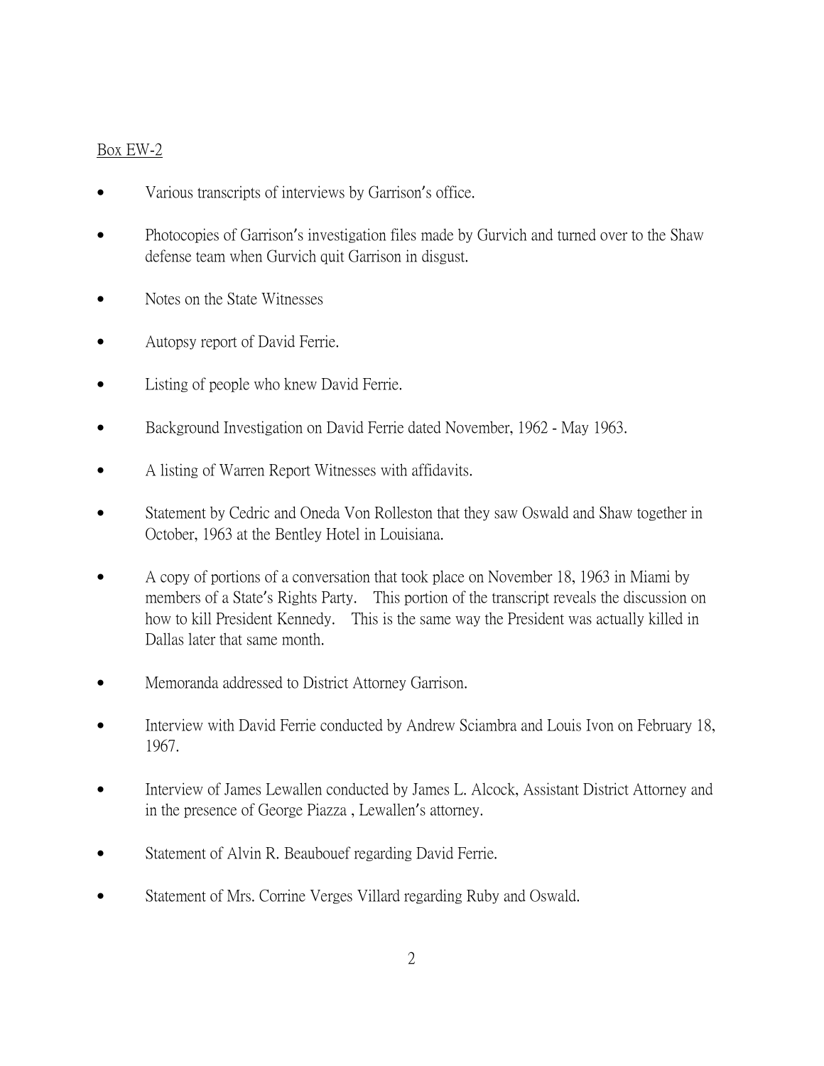<u>Box EW-2</u>

- Various transcripts of interviews by Garrison's office.
- Photocopies of Garrison's investigation files made by Gurvich and turned over to the Shaw defense team when Gurvich quit Garrison in disgust.
- Notes on the State Witnesses
- Autopsy report of David Ferrie.
- Listing of people who knew David Ferrie.
- Background Investigation on David Ferrie dated November, 1962 - May 1963.
- A listing of Warren Report Witnesses with affidavits.
- Statement by Cedric and Oneda Von Rolleston that they saw Oswald and Shaw together in October, 1963 at the Bentley Hotel in Louisiana.
- A copy of portions of a conversation that took place on November 18, 1963 in Miami by members of a State's Rights Party. This portion of the transcript reveals the discussion on how to kill President Kennedy. This is the same way the President was actually killed in Dallas later that same month.
- Memoranda addressed to District Attorney Garrison.
- Interview with David Ferrie conducted by Andrew Sciambra and Louis Ivon on February 18, 1967.
- Interview of James Lewallen conducted by James L. Alcock, Assistant District Attorney and in the presence of George Piazza , Lewallen's attorney.
- Statement of Alvin R. Beaubouef regarding David Ferrie.
- Statement of Mrs. Corrine Verges Villard regarding Ruby and Oswald.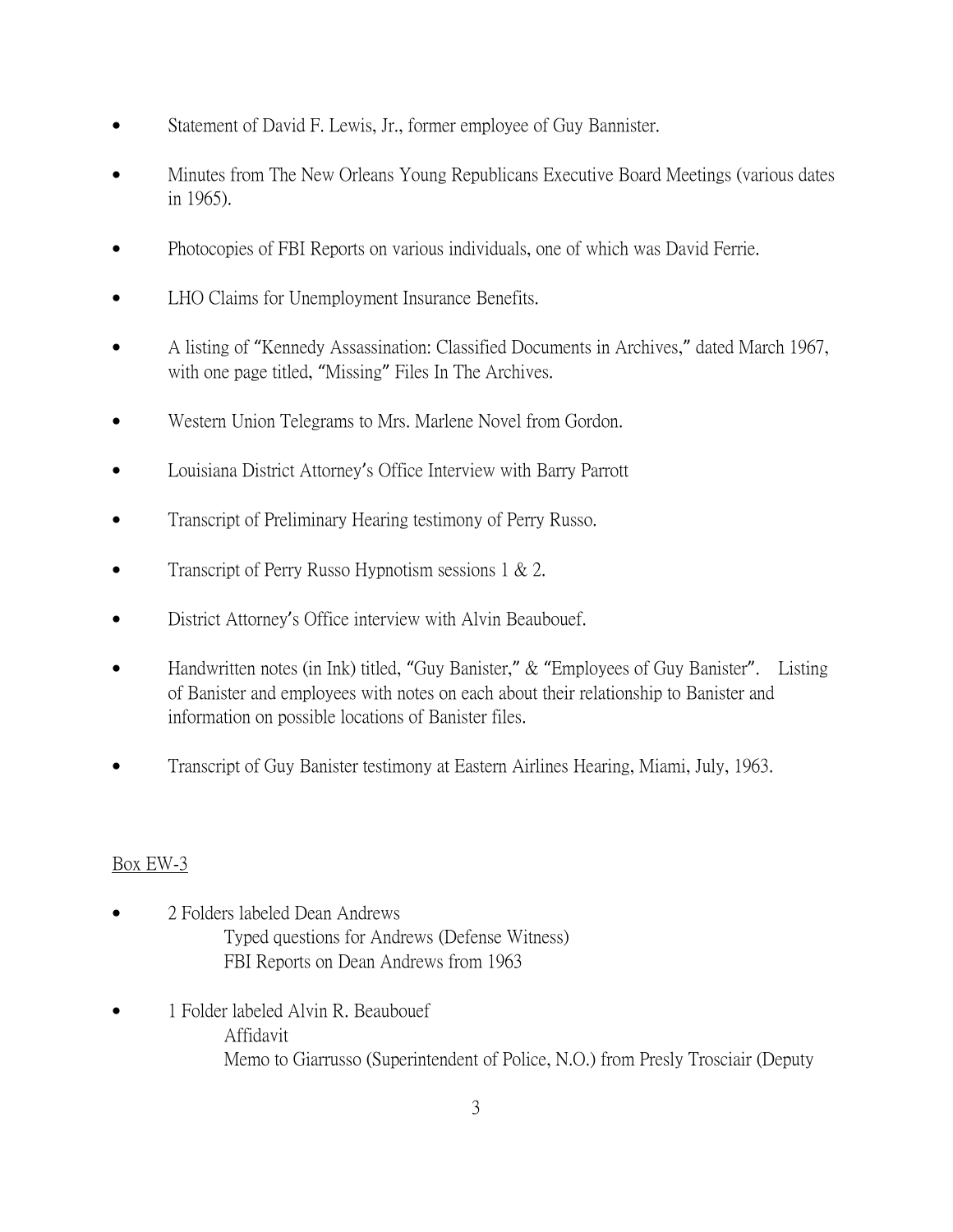- Statement of David F. Lewis, Jr., former employee of Guy Bannister.
- Minutes from The New Orleans Young Republicans Executive Board Meetings (various dates in 1965).
- Photocopies of FBI Reports on various individuals, one of which was David Ferrie.
- LHO Claims for Unemployment Insurance Benefits.
- A listing of "Kennedy Assassination: Classified Documents in Archives," dated March 1967, with one page titled, "Missing" Files In The Archives.
- Western Union Telegrams to Mrs. Marlene Novel from Gordon.
- Louisiana District Attorney's Office Interview with Barry Parrott
- Transcript of Preliminary Hearing testimony of Perry Russo.
- Transcript of Perry Russo Hypnotism sessions 1 & 2.
- District Attorney's Office interview with Alvin Beaubouef.
- Handwritten notes (in Ink) titled, "Guy Banister," & "Employees of Guy Banister". Listing of Banister and employees with notes on each about their relationship to Banister and information on possible locations of Banister files.
- Transcript of Guy Banister testimony at Eastern Airlines Hearing, Miami, July, 1963.

<u>Box EW-3</u>

- 2 Folders labeled Dean Andrews
  - Typed questions for Andrews (Defense Witness)
  - FBI Reports on Dean Andrews from 1963
- 1 Folder labeled Alvin R. Beaubouef
  - Affidavit
  - Memo to Giarrusso (Superintendent of Police, N.O.) from Presly Trosciair (Deputy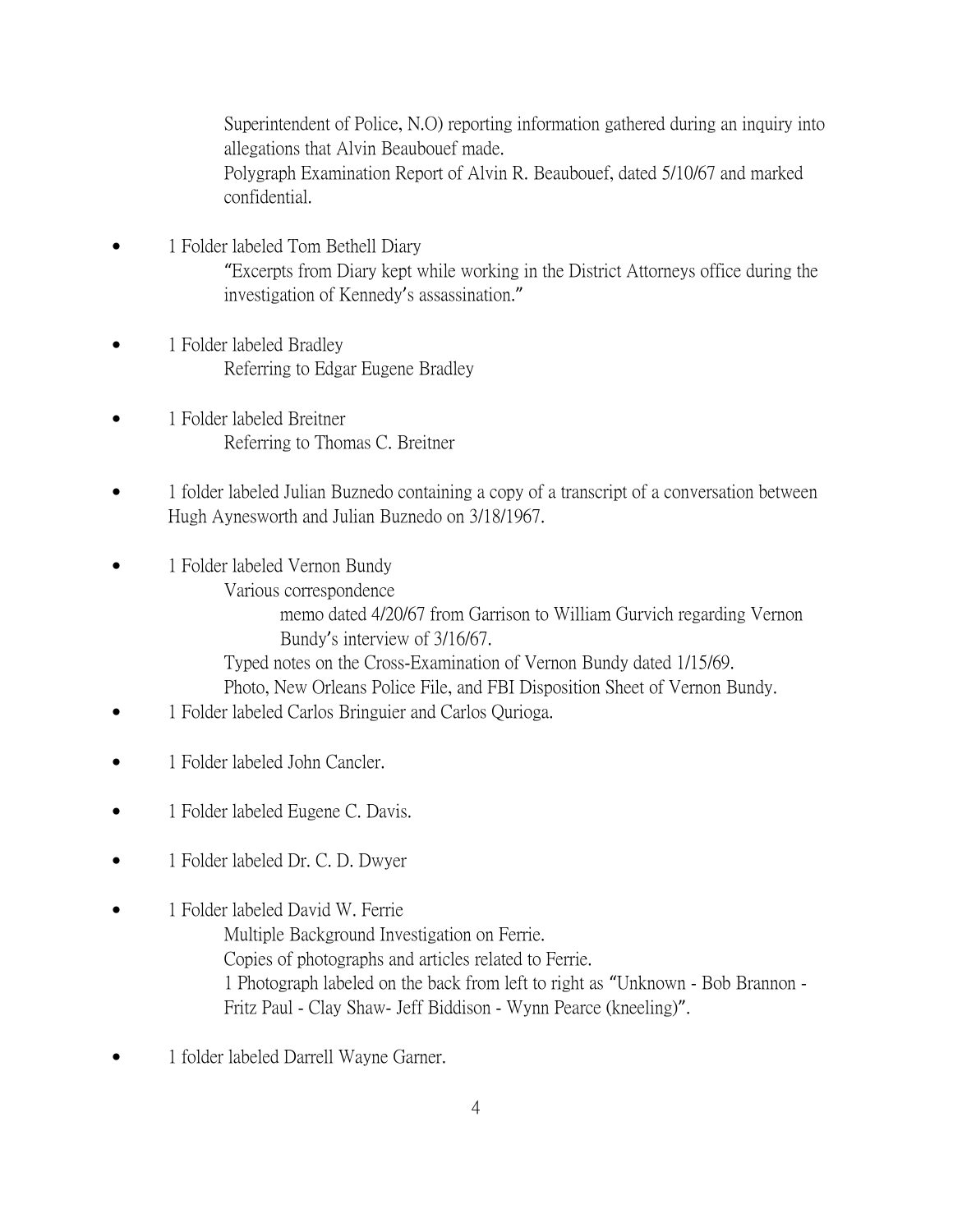Superintendent of Police, N.O) reporting information gathered during an inquiry into allegations that Alvin Beaubouef made.
Polygraph Examination Report of Alvin R. Beaubouef, dated 5/10/67 and marked confidential.

- 1 Folder labeled Tom Bethell Diary
    - "Excerpts from Diary kept while working in the District Attorneys office during the investigation of Kennedy's assassination."

- 1 Folder labeled Bradley
    - Referring to Edgar Eugene Bradley

- 1 Folder labeled Breitner
    - Referring to Thomas C. Breitner

- 1 folder labeled Julian Buznedo containing a copy of a transcript of a conversation between Hugh Aynesworth and Julian Buznedo on 3/18/1967.

- 1 Folder labeled Vernon Bundy
    - Various correspondence
        - memo dated 4/20/67 from Garrison to William Gurvich regarding Vernon Bundy's interview of 3/16/67.
    - Typed notes on the Cross-Examination of Vernon Bundy dated 1/15/69.
    - Photo, New Orleans Police File, and FBI Disposition Sheet of Vernon Bundy.
- 1 Folder labeled Carlos Bringuier and Carlos Qurioga.

- 1 Folder labeled John Cancler.

- 1 Folder labeled Eugene C. Davis.

- 1 Folder labeled Dr. C. D. Dwyer

- 1 Folder labeled David W. Ferrie
    - Multiple Background Investigation on Ferrie.
    - Copies of photographs and articles related to Ferrie.
    - 1 Photograph labeled on the back from left to right as "Unknown - Bob Brannon - Fritz Paul - Clay Shaw- Jeff Biddison - Wynn Pearce (kneeling)".

- 1 folder labeled Darrell Wayne Garner.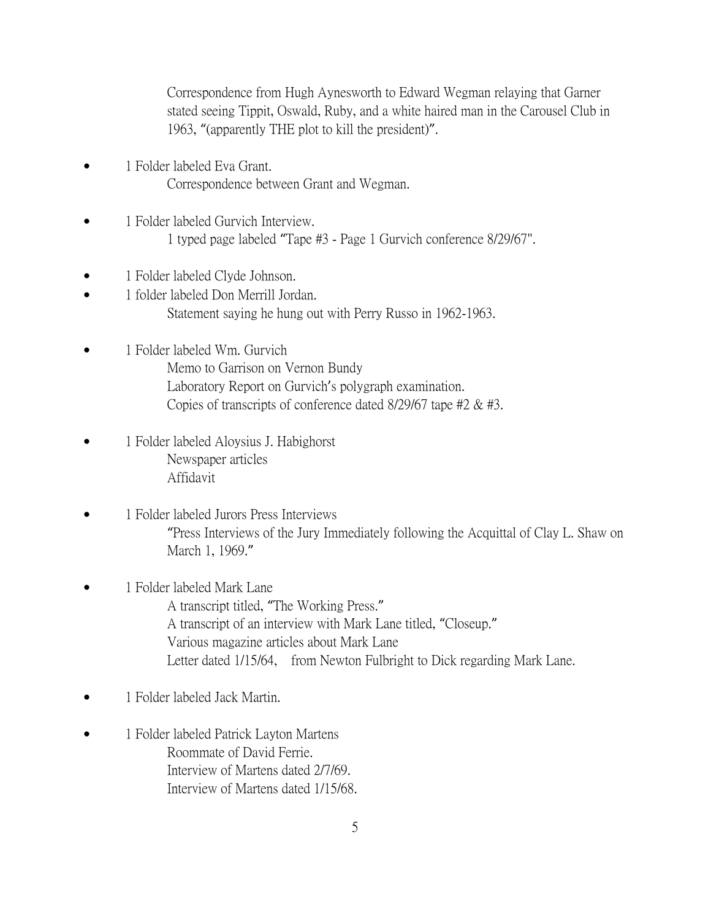Correspondence from Hugh Aynesworth to Edward Wegman relaying that Garner stated seeing Tippit, Oswald, Ruby, and a white haired man in the Carousel Club in 1963, "(apparently THE plot to kill the president)".

- 1 Folder labeled Eva Grant.
  - Correspondence between Grant and Wegman.

- 1 Folder labeled Gurvich Interview.
  - 1 typed page labeled "Tape #3 - Page 1 Gurvich conference 8/29/67".

- 1 Folder labeled Clyde Johnson.
- 1 folder labeled Don Merrill Jordan.
  - Statement saying he hung out with Perry Russo in 1962-1963.

- 1 Folder labeled Wm. Gurvich
  - Memo to Garrison on Vernon Bundy
  - Laboratory Report on Gurvich's polygraph examination.
  - Copies of transcripts of conference dated 8/29/67 tape #2 & #3.

- 1 Folder labeled Aloysius J. Habighorst
  - Newspaper articles
  - Affidavit

- 1 Folder labeled Jurors Press Interviews
  - "Press Interviews of the Jury Immediately following the Acquittal of Clay L. Shaw on March 1, 1969."

- 1 Folder labeled Mark Lane
  - A transcript titled, "The Working Press."
  - A transcript of an interview with Mark Lane titled, "Closeup."
  - Various magazine articles about Mark Lane
  - Letter dated 1/15/64, from Newton Fulbright to Dick regarding Mark Lane.

- 1 Folder labeled Jack Martin.

- 1 Folder labeled Patrick Layton Martens
  - Roommate of David Ferrie.
  - Interview of Martens dated 2/7/69.
  - Interview of Martens dated 1/15/68.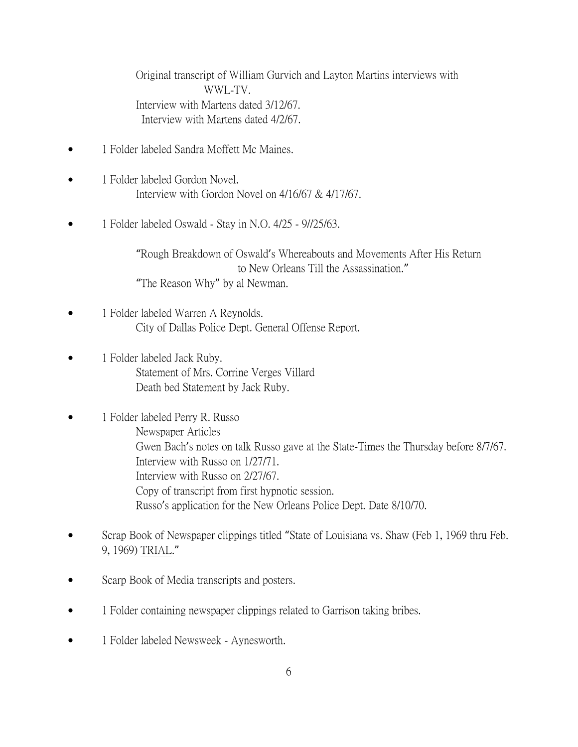Original transcript of William Gurvich and Layton Martins interviews with WWL-TV.
Interview with Martens dated 3/12/67.
Interview with Martens dated 4/2/67.

- 1 Folder labeled Sandra Moffett Mc Maines.

- 1 Folder labeled Gordon Novel.
  - Interview with Gordon Novel on 4/16/67 & 4/17/67.

- 1 Folder labeled Oswald - Stay in N.O. 4/25 - 9//25/63.
  - "Rough Breakdown of Oswald's Whereabouts and Movements After His Return to New Orleans Till the Assassination."
  - "The Reason Why" by al Newman.

- 1 Folder labeled Warren A Reynolds.
  - City of Dallas Police Dept. General Offense Report.

- 1 Folder labeled Jack Ruby.
  - Statement of Mrs. Corrine Verges Villard
  - Death bed Statement by Jack Ruby.

- 1 Folder labeled Perry R. Russo
  - Newspaper Articles
  - Gwen Bach's notes on talk Russo gave at the State-Times the Thursday before 8/7/67.
  - Interview with Russo on 1/27/71.
  - Interview with Russo on 2/27/67.
  - Copy of transcript from first hypnotic session.
  - Russo's application for the New Orleans Police Dept. Date 8/10/70.

- Scrap Book of Newspaper clippings titled "State of Louisiana vs. Shaw (Feb 1, 1969 thru Feb. 9, 1969) <u>TRIAL</u>."

- Scarp Book of Media transcripts and posters.

- 1 Folder containing newspaper clippings related to Garrison taking bribes.

- 1 Folder labeled Newsweek - Aynesworth.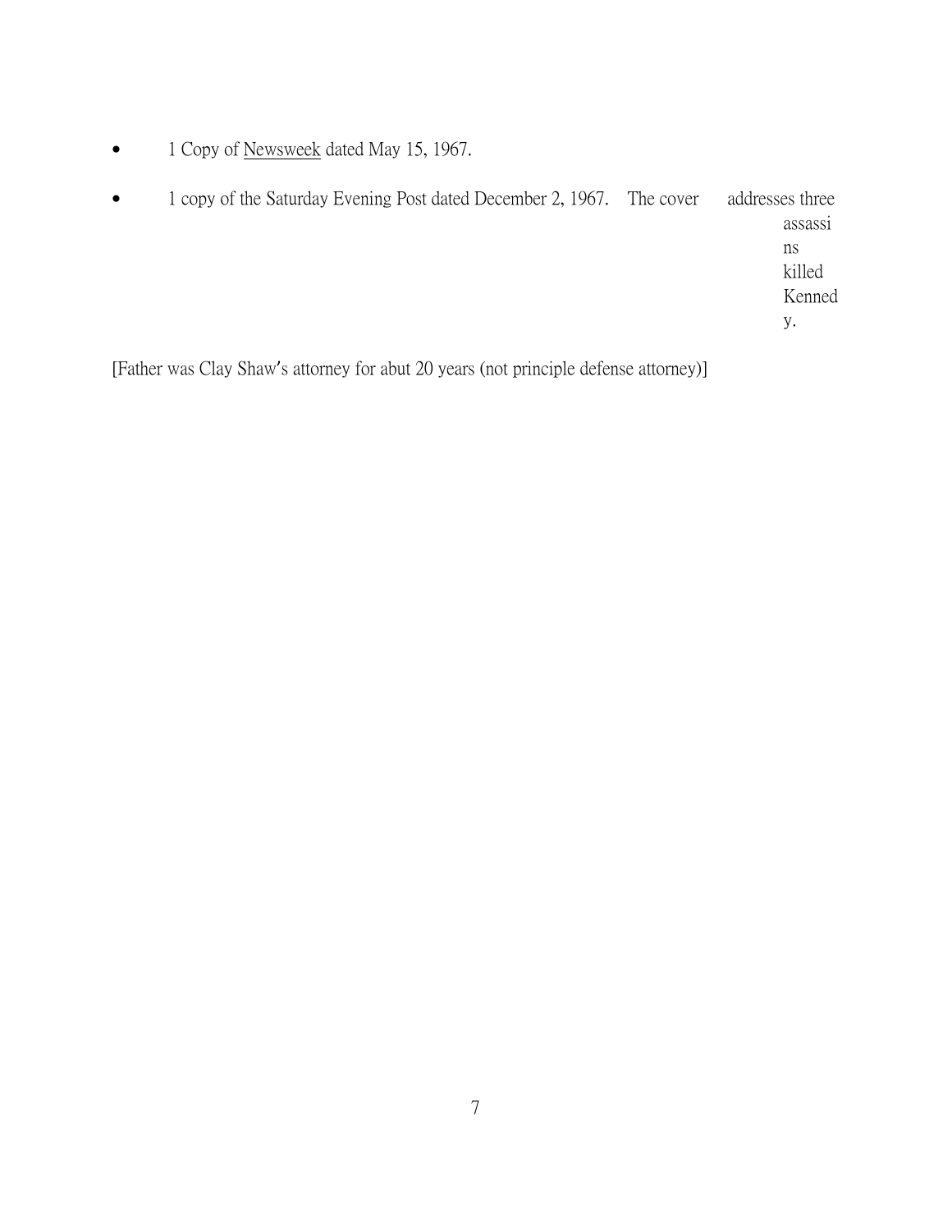- 1 Copy of <u>Newsweek</u> dated May 15, 1967.

- 1 copy of the Saturday Evening Post dated December 2, 1967. The cover addresses three assassins killed Kennedy.

[Father was Clay Shaw's attorney for abut 20 years (not principle defense attorney)]